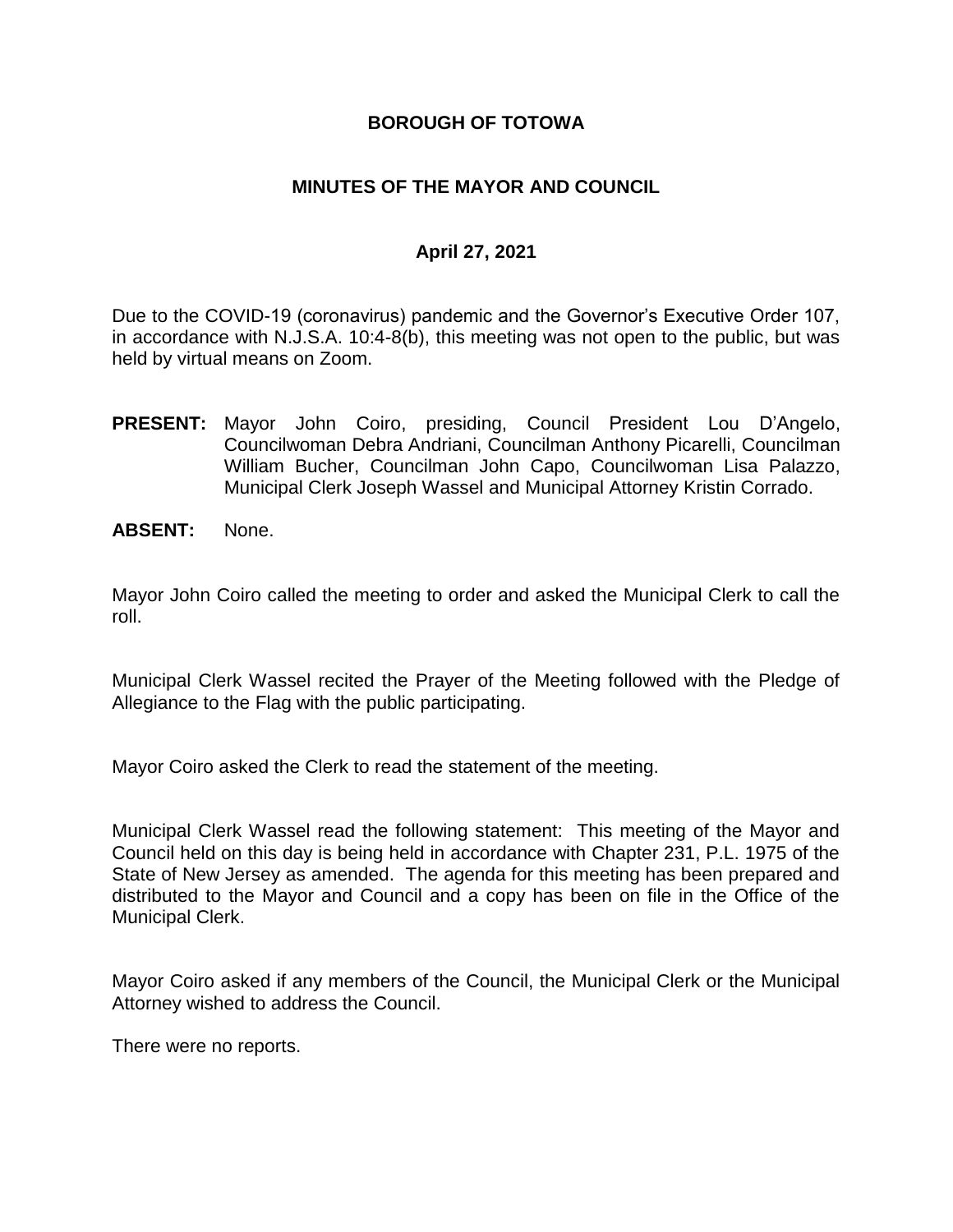**BOROUGH OF TOTOWA**

**MINUTES OF THE MAYOR AND COUNCIL**

**April 27, 2021**

Due to the COVID-19 (coronavirus) pandemic and the Governor's Executive Order 107, in accordance with N.J.S.A. 10:4-8(b), this meeting was not open to the public, but was held by virtual means on Zoom.

**PRESENT:** Mayor John Coiro, presiding, Council President Lou D'Angelo, Councilwoman Debra Andriani, Councilman Anthony Picarelli, Councilman William Bucher, Councilman John Capo, Councilwoman Lisa Palazzo, Municipal Clerk Joseph Wassel and Municipal Attorney Kristin Corrado.

**ABSENT:** None.

Mayor John Coiro called the meeting to order and asked the Municipal Clerk to call the roll.

Municipal Clerk Wassel recited the Prayer of the Meeting followed with the Pledge of Allegiance to the Flag with the public participating.

Mayor Coiro asked the Clerk to read the statement of the meeting.

Municipal Clerk Wassel read the following statement: This meeting of the Mayor and Council held on this day is being held in accordance with Chapter 231, P.L. 1975 of the State of New Jersey as amended. The agenda for this meeting has been prepared and distributed to the Mayor and Council and a copy has been on file in the Office of the Municipal Clerk.

Mayor Coiro asked if any members of the Council, the Municipal Clerk or the Municipal Attorney wished to address the Council.

There were no reports.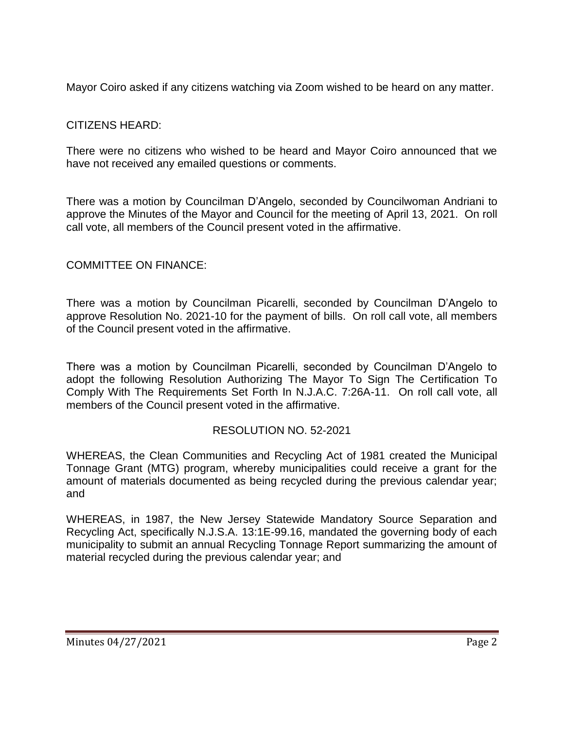Mayor Coiro asked if any citizens watching via Zoom wished to be heard on any matter.

CITIZENS HEARD:

There were no citizens who wished to be heard and Mayor Coiro announced that we have not received any emailed questions or comments.

There was a motion by Councilman D'Angelo, seconded by Councilwoman Andriani to approve the Minutes of the Mayor and Council for the meeting of April 13, 2021. On roll call vote, all members of the Council present voted in the affirmative.

COMMITTEE ON FINANCE:

There was a motion by Councilman Picarelli, seconded by Councilman D'Angelo to approve Resolution No. 2021-10 for the payment of bills. On roll call vote, all members of the Council present voted in the affirmative.

There was a motion by Councilman Picarelli, seconded by Councilman D'Angelo to adopt the following Resolution Authorizing The Mayor To Sign The Certification To Comply With The Requirements Set Forth In N.J.A.C. 7:26A-11. On roll call vote, all members of the Council present voted in the affirmative.

RESOLUTION NO. 52-2021

WHEREAS, the Clean Communities and Recycling Act of 1981 created the Municipal Tonnage Grant (MTG) program, whereby municipalities could receive a grant for the amount of materials documented as being recycled during the previous calendar year; and

WHEREAS, in 1987, the New Jersey Statewide Mandatory Source Separation and Recycling Act, specifically N.J.S.A. 13:1E-99.16, mandated the governing body of each municipality to submit an annual Recycling Tonnage Report summarizing the amount of material recycled during the previous calendar year; and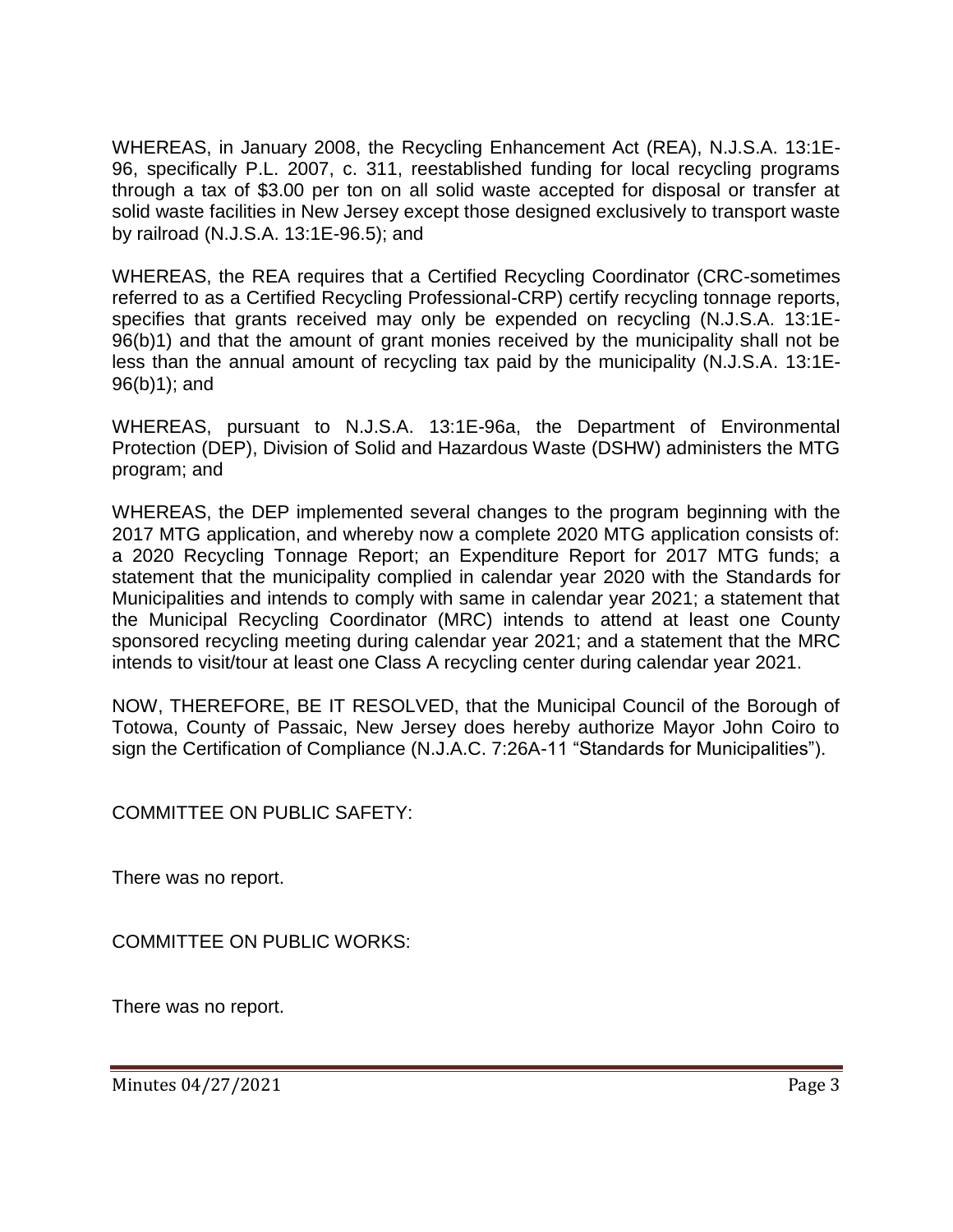WHEREAS, in January 2008, the Recycling Enhancement Act (REA), N.J.S.A. 13:1E-96, specifically P.L. 2007, c. 311, reestablished funding for local recycling programs through a tax of $3.00 per ton on all solid waste accepted for disposal or transfer at solid waste facilities in New Jersey except those designed exclusively to transport waste by railroad (N.J.S.A. 13:1E-96.5); and

WHEREAS, the REA requires that a Certified Recycling Coordinator (CRC-sometimes referred to as a Certified Recycling Professional-CRP) certify recycling tonnage reports, specifies that grants received may only be expended on recycling (N.J.S.A. 13:1E-96(b)1) and that the amount of grant monies received by the municipality shall not be less than the annual amount of recycling tax paid by the municipality (N.J.S.A. 13:1E-96(b)1); and

WHEREAS, pursuant to N.J.S.A. 13:1E-96a, the Department of Environmental Protection (DEP), Division of Solid and Hazardous Waste (DSHW) administers the MTG program; and

WHEREAS, the DEP implemented several changes to the program beginning with the 2017 MTG application, and whereby now a complete 2020 MTG application consists of: a 2020 Recycling Tonnage Report; an Expenditure Report for 2017 MTG funds; a statement that the municipality complied in calendar year 2020 with the Standards for Municipalities and intends to comply with same in calendar year 2021; a statement that the Municipal Recycling Coordinator (MRC) intends to attend at least one County sponsored recycling meeting during calendar year 2021; and a statement that the MRC intends to visit/tour at least one Class A recycling center during calendar year 2021.

NOW, THEREFORE, BE IT RESOLVED, that the Municipal Council of the Borough of Totowa, County of Passaic, New Jersey does hereby authorize Mayor John Coiro to sign the Certification of Compliance (N.J.A.C. 7:26A-11 "Standards for Municipalities").

COMMITTEE ON PUBLIC SAFETY:

There was no report.

COMMITTEE ON PUBLIC WORKS:

There was no report.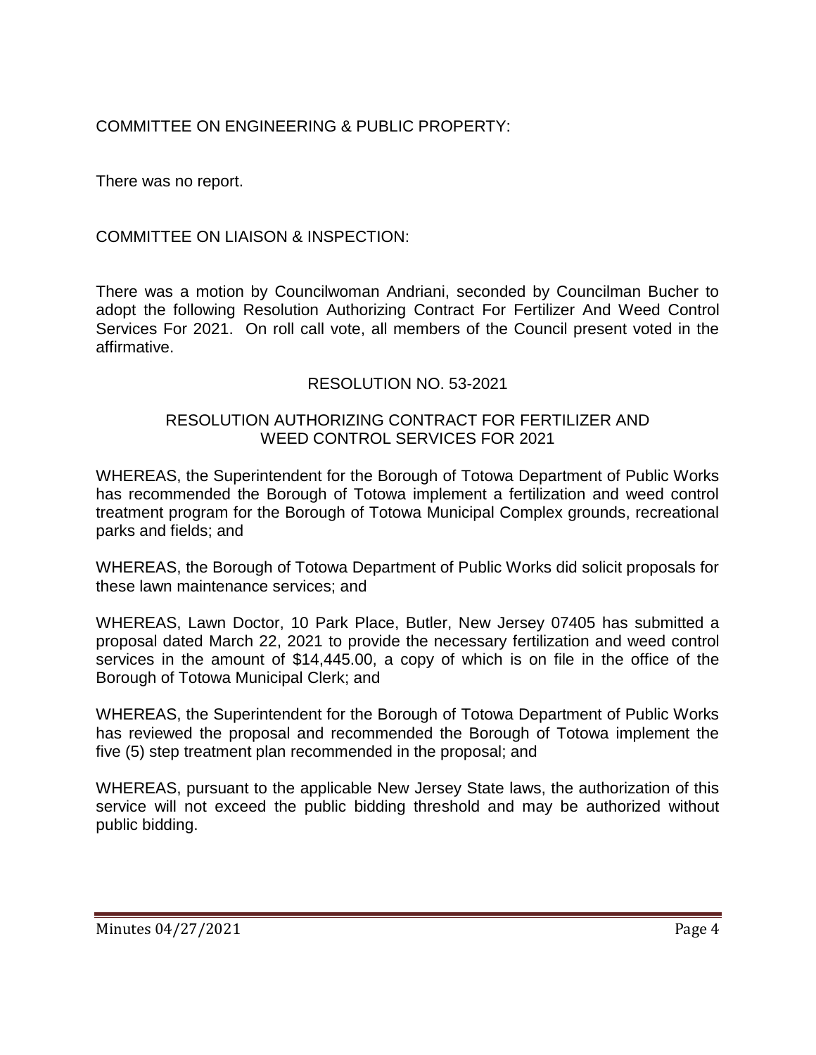COMMITTEE ON ENGINEERING & PUBLIC PROPERTY:

There was no report.

COMMITTEE ON LIAISON & INSPECTION:

There was a motion by Councilwoman Andriani, seconded by Councilman Bucher to adopt the following Resolution Authorizing Contract For Fertilizer And Weed Control Services For 2021. On roll call vote, all members of the Council present voted in the affirmative.

RESOLUTION NO. 53-2021

RESOLUTION AUTHORIZING CONTRACT FOR FERTILIZER AND WEED CONTROL SERVICES FOR 2021

WHEREAS, the Superintendent for the Borough of Totowa Department of Public Works has recommended the Borough of Totowa implement a fertilization and weed control treatment program for the Borough of Totowa Municipal Complex grounds, recreational parks and fields; and

WHEREAS, the Borough of Totowa Department of Public Works did solicit proposals for these lawn maintenance services; and

WHEREAS, Lawn Doctor, 10 Park Place, Butler, New Jersey 07405 has submitted a proposal dated March 22, 2021 to provide the necessary fertilization and weed control services in the amount of $14,445.00, a copy of which is on file in the office of the Borough of Totowa Municipal Clerk; and

WHEREAS, the Superintendent for the Borough of Totowa Department of Public Works has reviewed the proposal and recommended the Borough of Totowa implement the five (5) step treatment plan recommended in the proposal; and

WHEREAS, pursuant to the applicable New Jersey State laws, the authorization of this service will not exceed the public bidding threshold and may be authorized without public bidding.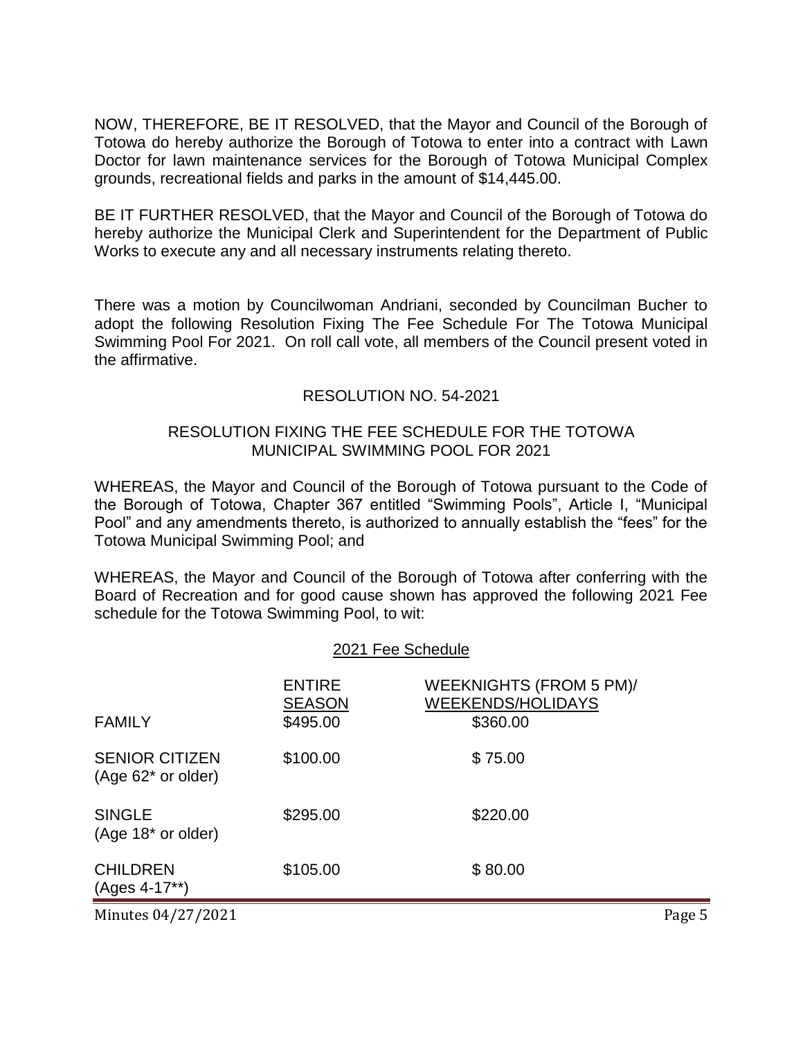NOW, THEREFORE, BE IT RESOLVED, that the Mayor and Council of the Borough of Totowa do hereby authorize the Borough of Totowa to enter into a contract with Lawn Doctor for lawn maintenance services for the Borough of Totowa Municipal Complex grounds, recreational fields and parks in the amount of $14,445.00.

BE IT FURTHER RESOLVED, that the Mayor and Council of the Borough of Totowa do hereby authorize the Municipal Clerk and Superintendent for the Department of Public Works to execute any and all necessary instruments relating thereto.

There was a motion by Councilwoman Andriani, seconded by Councilman Bucher to adopt the following Resolution Fixing The Fee Schedule For The Totowa Municipal Swimming Pool For 2021. On roll call vote, all members of the Council present voted in the affirmative.

RESOLUTION NO. 54-2021

RESOLUTION FIXING THE FEE SCHEDULE FOR THE TOTOWA MUNICIPAL SWIMMING POOL FOR 2021

WHEREAS, the Mayor and Council of the Borough of Totowa pursuant to the Code of the Borough of Totowa, Chapter 367 entitled "Swimming Pools", Article I, "Municipal Pool" and any amendments thereto, is authorized to annually establish the "fees" for the Totowa Municipal Swimming Pool; and

WHEREAS, the Mayor and Council of the Borough of Totowa after conferring with the Board of Recreation and for good cause shown has approved the following 2021 Fee schedule for the Totowa Swimming Pool, to wit:

2021 Fee Schedule

| | ENTIRE SEASON | WEEKNIGHTS (FROM 5 PM)/ WEEKENDS/HOLIDAYS |
|---|---|---|
| FAMILY | $495.00 | $360.00 |
| SENIOR CITIZEN (Age 62* or older) | $100.00 | $ 75.00 |
| SINGLE (Age 18* or older) | $295.00 | $220.00 |
| CHILDREN (Ages 4-17**) | $105.00 | $ 80.00 |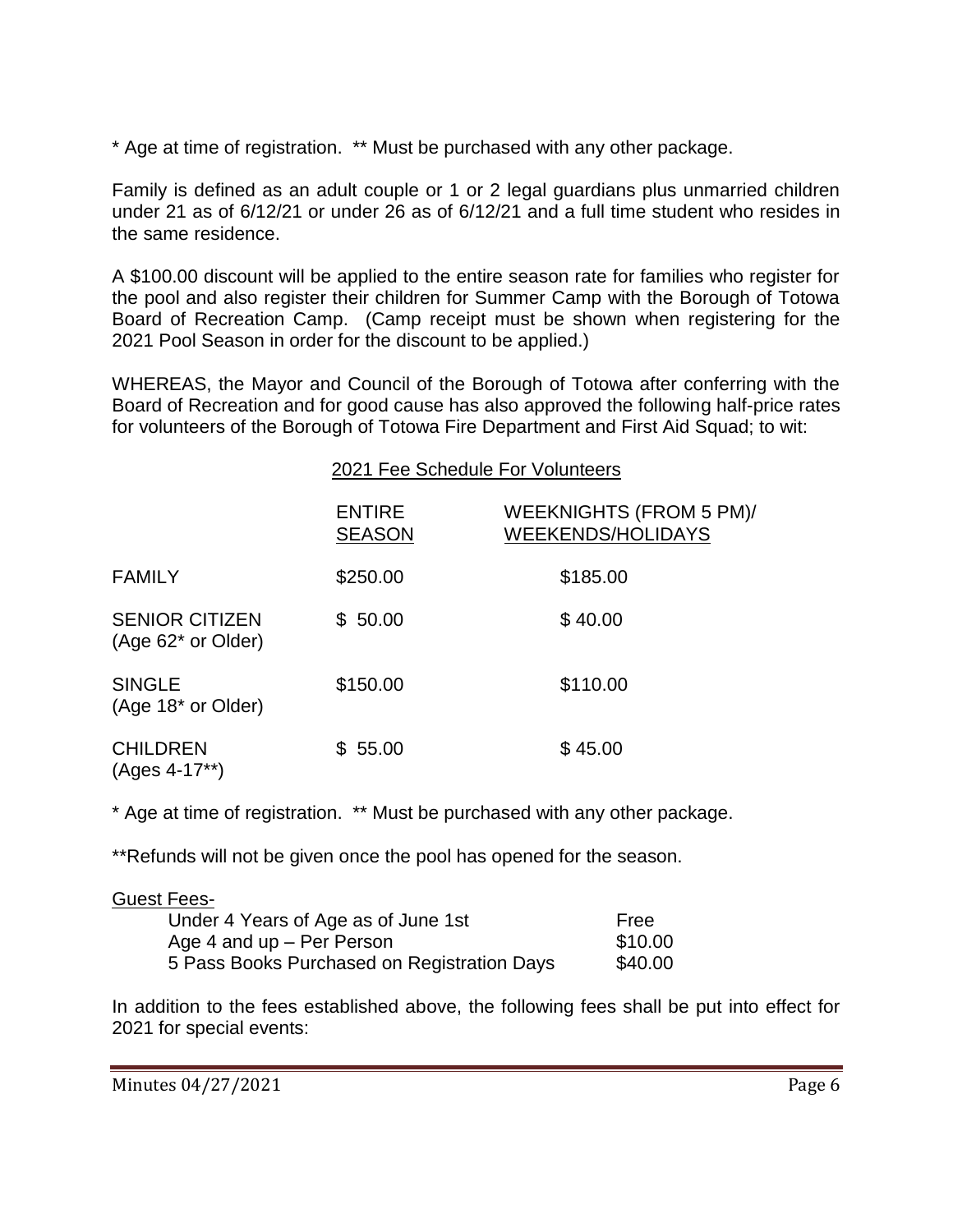* Age at time of registration. ** Must be purchased with any other package.

Family is defined as an adult couple or 1 or 2 legal guardians plus unmarried children under 21 as of 6/12/21 or under 26 as of 6/12/21 and a full time student who resides in the same residence.

A $100.00 discount will be applied to the entire season rate for families who register for the pool and also register their children for Summer Camp with the Borough of Totowa Board of Recreation Camp. (Camp receipt must be shown when registering for the 2021 Pool Season in order for the discount to be applied.)

WHEREAS, the Mayor and Council of the Borough of Totowa after conferring with the Board of Recreation and for good cause has also approved the following half-price rates for volunteers of the Borough of Totowa Fire Department and First Aid Squad; to wit:

2021 Fee Schedule For Volunteers

| | ENTIRE SEASON | WEEKNIGHTS (FROM 5 PM)/ WEEKENDS/HOLIDAYS |
|---|---|---|
| FAMILY | $250.00 | $185.00 |
| SENIOR CITIZEN (Age 62* or Older) | $ 50.00 | $ 40.00 |
| SINGLE (Age 18* or Older) | $150.00 | $110.00 |
| CHILDREN (Ages 4-17**) | $ 55.00 | $ 45.00 |

* Age at time of registration. ** Must be purchased with any other package.

**Refunds will not be given once the pool has opened for the season.

Guest Fees-

| | |
|---|---|
| Under 4 Years of Age as of June 1st | Free |
| Age 4 and up – Per Person | $10.00 |
| 5 Pass Books Purchased on Registration Days | $40.00 |

In addition to the fees established above, the following fees shall be put into effect for 2021 for special events: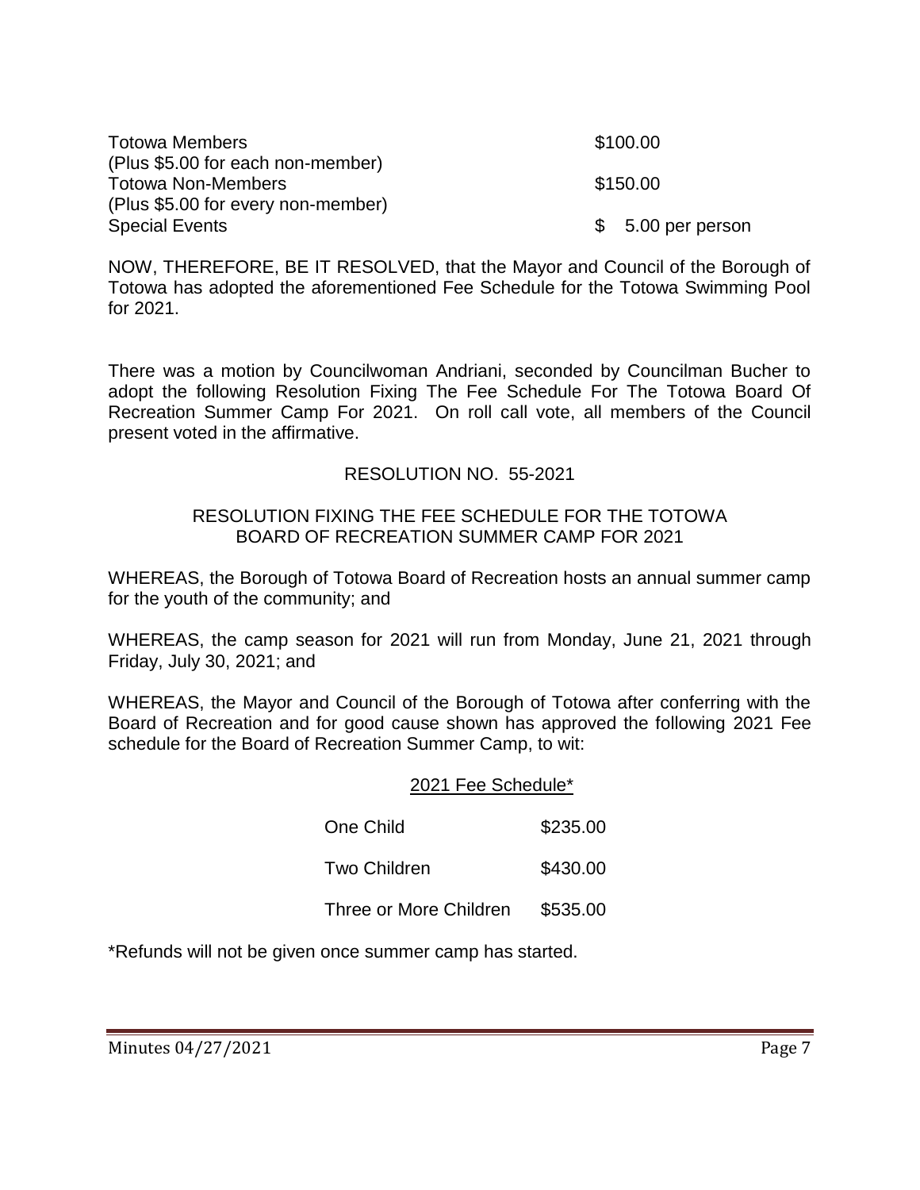| | |
|---|---|
| Totowa Members (Plus $5.00 for each non-member) | $100.00 |
| Totowa Non-Members (Plus $5.00 for every non-member) | $150.00 |
| Special Events | $ 5.00 per person |

NOW, THEREFORE, BE IT RESOLVED, that the Mayor and Council of the Borough of Totowa has adopted the aforementioned Fee Schedule for the Totowa Swimming Pool for 2021.

There was a motion by Councilwoman Andriani, seconded by Councilman Bucher to adopt the following Resolution Fixing The Fee Schedule For The Totowa Board Of Recreation Summer Camp For 2021. On roll call vote, all members of the Council present voted in the affirmative.

RESOLUTION NO. 55-2021

RESOLUTION FIXING THE FEE SCHEDULE FOR THE TOTOWA BOARD OF RECREATION SUMMER CAMP FOR 2021

WHEREAS, the Borough of Totowa Board of Recreation hosts an annual summer camp for the youth of the community; and

WHEREAS, the camp season for 2021 will run from Monday, June 21, 2021 through Friday, July 30, 2021; and

WHEREAS, the Mayor and Council of the Borough of Totowa after conferring with the Board of Recreation and for good cause shown has approved the following 2021 Fee schedule for the Board of Recreation Summer Camp, to wit:

2021 Fee Schedule*

| | |
|---|---|
| One Child | $235.00 |
| Two Children | $430.00 |
| Three or More Children | $535.00 |

*Refunds will not be given once summer camp has started.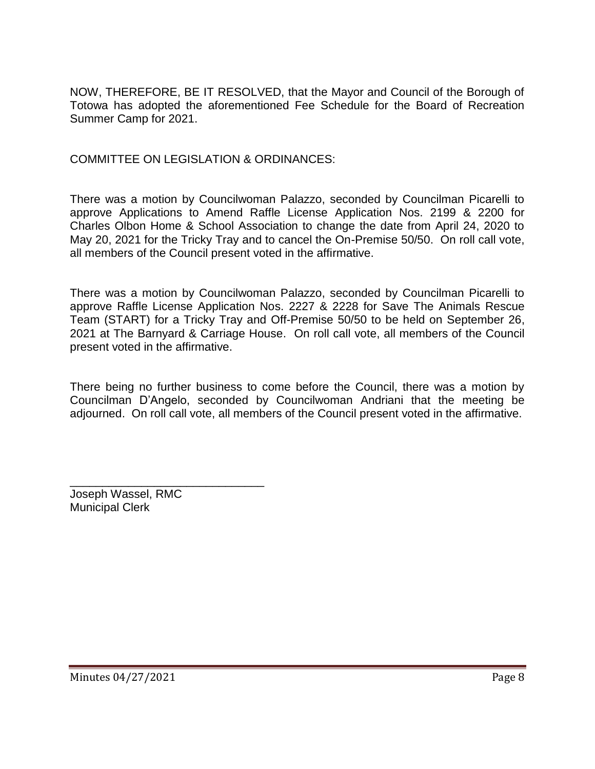NOW, THEREFORE, BE IT RESOLVED, that the Mayor and Council of the Borough of Totowa has adopted the aforementioned Fee Schedule for the Board of Recreation Summer Camp for 2021.

COMMITTEE ON LEGISLATION & ORDINANCES:

There was a motion by Councilwoman Palazzo, seconded by Councilman Picarelli to approve Applications to Amend Raffle License Application Nos. 2199 & 2200 for Charles Olbon Home & School Association to change the date from April 24, 2020 to May 20, 2021 for the Tricky Tray and to cancel the On-Premise 50/50. On roll call vote, all members of the Council present voted in the affirmative.

There was a motion by Councilwoman Palazzo, seconded by Councilman Picarelli to approve Raffle License Application Nos. 2227 & 2228 for Save The Animals Rescue Team (START) for a Tricky Tray and Off-Premise 50/50 to be held on September 26, 2021 at The Barnyard & Carriage House. On roll call vote, all members of the Council present voted in the affirmative.

There being no further business to come before the Council, there was a motion by Councilman D'Angelo, seconded by Councilwoman Andriani that the meeting be adjourned. On roll call vote, all members of the Council present voted in the affirmative.

\_\_\_\_\_\_\_\_\_\_\_\_\_\_\_\_\_\_\_\_\_\_\_\_\_\_\_\_\_\_\_

Joseph Wassel, RMC
Municipal Clerk